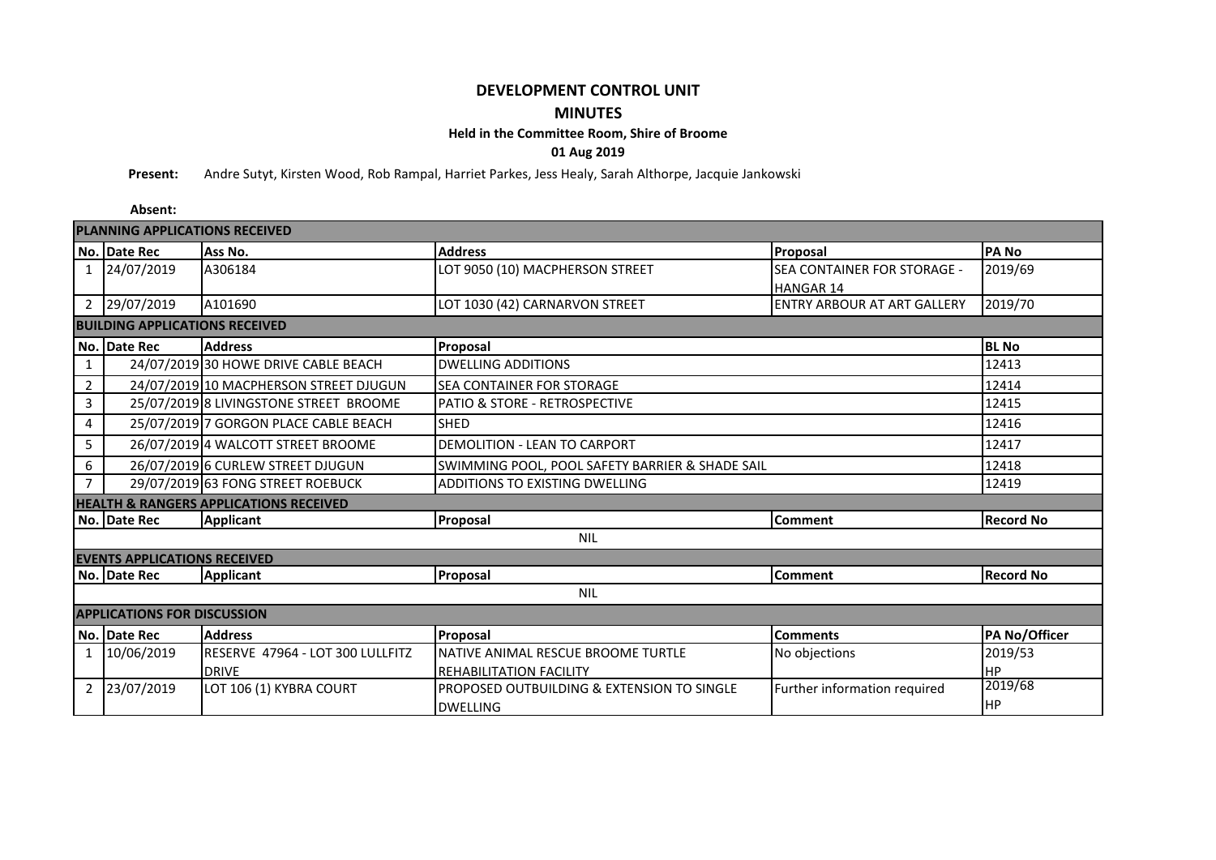# DEVELOPMENT CONTROL UNIT

## MINUTES

### Held in the Committee Room, Shire of Broome

### 01 Aug 2019

**Present:** Andre Sutyt, Kirsten Wood, Rob Rampal, Harriet Parkes, Jess Healy, Sarah Althorpe, Jacquie Jankowski

**Absent:**

**PLANNING APPLICATIONS RECEIVED**

| No. | Date Rec | Ass No. | Address | Proposal | PA No |
|---|---|---|---|---|---|
| 1 | 24/07/2019 | A306184 | LOT 9050 (10) MACPHERSON STREET | SEA CONTAINER FOR STORAGE - HANGAR 14 | 2019/69 |
| 2 | 29/07/2019 | A101690 | LOT 1030 (42) CARNARVON STREET | ENTRY ARBOUR AT ART GALLERY | 2019/70 |

**BUILDING APPLICATIONS RECEIVED**

| No. | Date Rec | Address | Proposal | BL No |
|---|---|---|---|---|
| 1 | 24/07/2019 | 30 HOWE DRIVE CABLE BEACH | DWELLING ADDITIONS | 12413 |
| 2 | 24/07/2019 | 10 MACPHERSON STREET DJUGUN | SEA CONTAINER FOR STORAGE | 12414 |
| 3 | 25/07/2019 | 8 LIVINGSTONE STREET BROOME | PATIO & STORE - RETROSPECTIVE | 12415 |
| 4 | 25/07/2019 | 7 GORGON PLACE CABLE BEACH | SHED | 12416 |
| 5 | 26/07/2019 | 4 WALCOTT STREET BROOME | DEMOLITION - LEAN TO CARPORT | 12417 |
| 6 | 26/07/2019 | 6 CURLEW STREET DJUGUN | SWIMMING POOL, POOL SAFETY BARRIER & SHADE SAIL | 12418 |
| 7 | 29/07/2019 | 63 FONG STREET ROEBUCK | ADDITIONS TO EXISTING DWELLING | 12419 |

**HEALTH & RANGERS APPLICATIONS RECEIVED**

| No. | Date Rec | Applicant | Proposal | Comment | Record No |
|---|---|---|---|---|---|
| | | | NIL | | |

**EVENTS APPLICATIONS RECEIVED**

| No. | Date Rec | Applicant | Proposal | Comment | Record No |
|---|---|---|---|---|---|
| | | | NIL | | |

**APPLICATIONS FOR DISCUSSION**

| No. | Date Rec | Address | Proposal | Comments | PA No/Officer |
|---|---|---|---|---|---|
| 1 | 10/06/2019 | RESERVE 47964 - LOT 300 LULLFITZ DRIVE | NATIVE ANIMAL RESCUE BROOME TURTLE REHABILITATION FACILITY | No objections | 2019/53 HP |
| 2 | 23/07/2019 | LOT 106 (1) KYBRA COURT | PROPOSED OUTBUILDING & EXTENSION TO SINGLE DWELLING | Further information required | 2019/68 HP |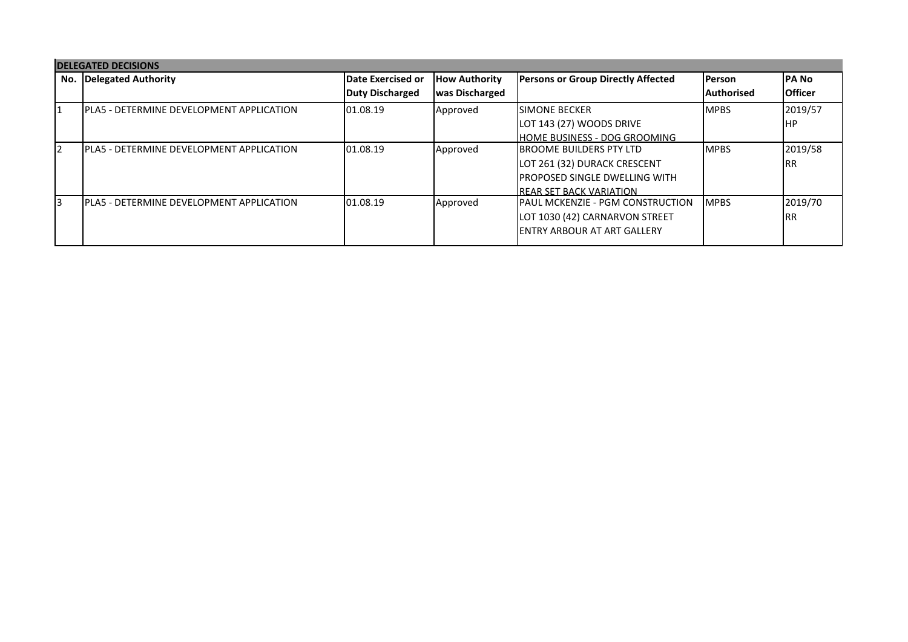**DELEGATED DECISIONS**

| No. | Delegated Authority | Date Exercised or Duty Discharged | How Authority was Discharged | Persons or Group Directly Affected | Person Authorised | PA No Officer |
|---|---|---|---|---|---|---|
| 1 | PLA5 - DETERMINE DEVELOPMENT APPLICATION | 01.08.19 | Approved | SIMONE BECKER<br>LOT 143 (27) WOODS DRIVE<br>HOME BUSINESS - DOG GROOMING | MPBS | 2019/57<br>HP |
| 2 | PLA5 - DETERMINE DEVELOPMENT APPLICATION | 01.08.19 | Approved | BROOME BUILDERS PTY LTD<br>LOT 261 (32) DURACK CRESCENT<br>PROPOSED SINGLE DWELLING WITH<br>REAR SET BACK VARIATION | MPBS | 2019/58<br>RR |
| 3 | PLA5 - DETERMINE DEVELOPMENT APPLICATION | 01.08.19 | Approved | PAUL MCKENZIE - PGM CONSTRUCTION<br>LOT 1030 (42) CARNARVON STREET<br>ENTRY ARBOUR AT ART GALLERY | MPBS | 2019/70<br>RR |